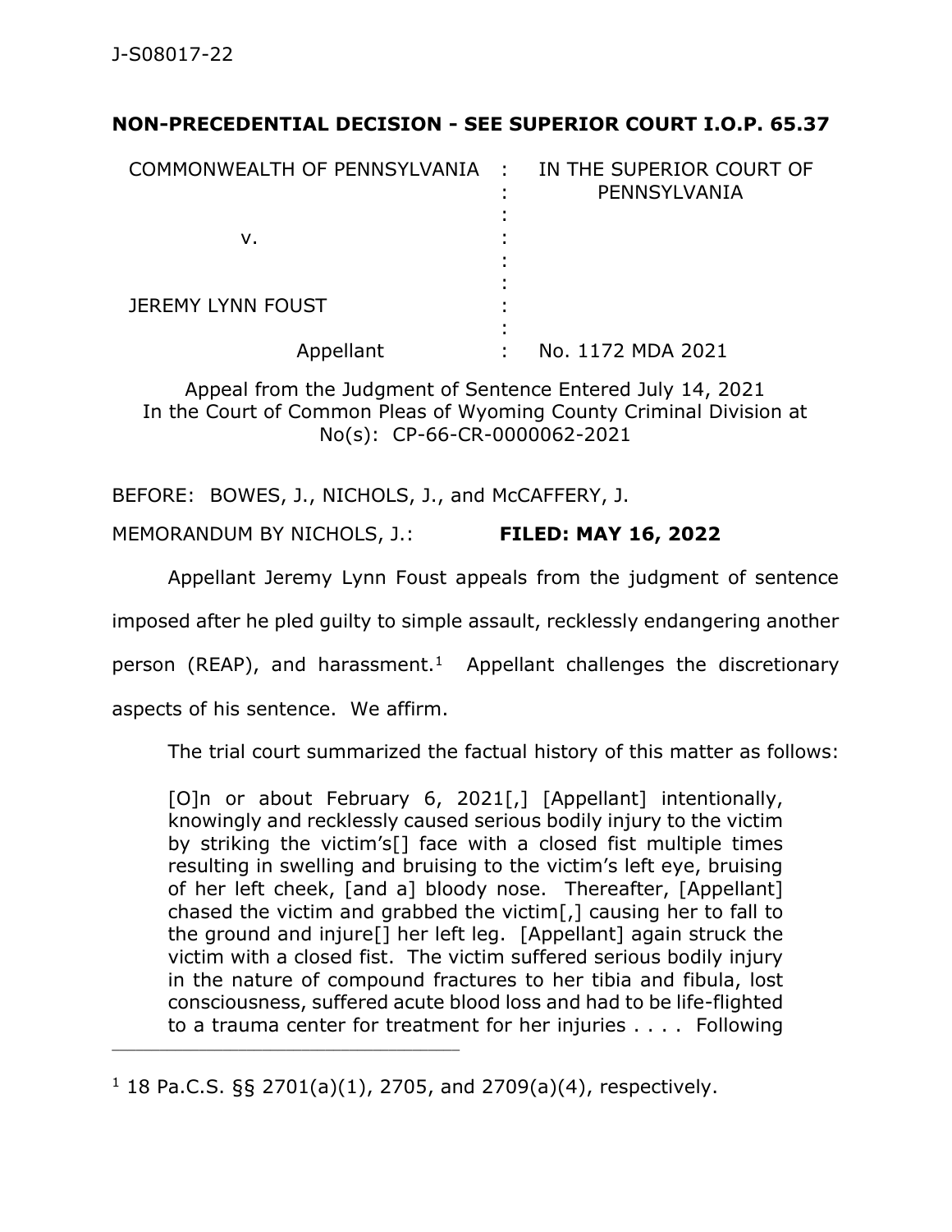J-S08017-22

**NON-PRECEDENTIAL DECISION - SEE SUPERIOR COURT I.O.P. 65.37**

| | | |
|---|---|---|
| COMMONWEALTH OF PENNSYLVANIA | : | IN THE SUPERIOR COURT OF PENNSYLVANIA |
| v. | : | |
| JEREMY LYNN FOUST | : | |
| Appellant | : | No. 1172 MDA 2021 |

Appeal from the Judgment of Sentence Entered July 14, 2021
In the Court of Common Pleas of Wyoming County Criminal Division at No(s): CP-66-CR-0000062-2021

BEFORE: BOWES, J., NICHOLS, J., and McCAFFERY, J.

MEMORANDUM BY NICHOLS, J.: **FILED: MAY 16, 2022**

Appellant Jeremy Lynn Foust appeals from the judgment of sentence imposed after he pled guilty to simple assault, recklessly endangering another person (REAP), and harassment.[1] Appellant challenges the discretionary aspects of his sentence. We affirm.

The trial court summarized the factual history of this matter as follows:

> [O]n or about February 6, 2021[,] [Appellant] intentionally, knowingly and recklessly caused serious bodily injury to the victim by striking the victim's[] face with a closed fist multiple times resulting in swelling and bruising to the victim's left eye, bruising of her left cheek, [and a] bloody nose. Thereafter, [Appellant] chased the victim and grabbed the victim[,] causing her to fall to the ground and injure[] her left leg. [Appellant] again struck the victim with a closed fist. The victim suffered serious bodily injury in the nature of compound fractures to her tibia and fibula, lost consciousness, suffered acute blood loss and had to be life-flighted to a trauma center for treatment for her injuries . . . . Following

---

[1] 18 Pa.C.S. §§ 2701(a)(1), 2705, and 2709(a)(4), respectively.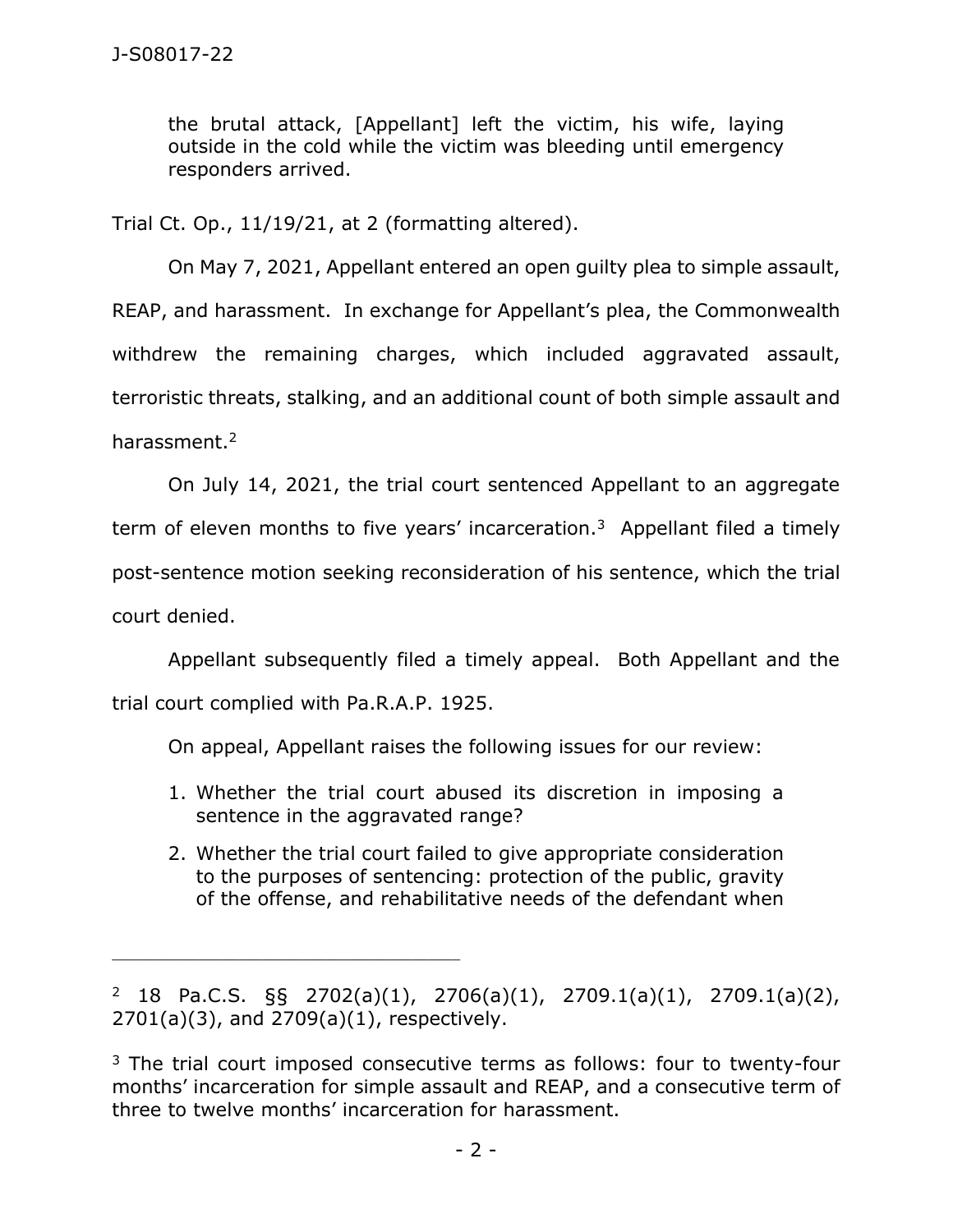> the brutal attack, [Appellant] left the victim, his wife, laying outside in the cold while the victim was bleeding until emergency responders arrived.

Trial Ct. Op., 11/19/21, at 2 (formatting altered).

On May 7, 2021, Appellant entered an open guilty plea to simple assault, REAP, and harassment. In exchange for Appellant's plea, the Commonwealth withdrew the remaining charges, which included aggravated assault, terroristic threats, stalking, and an additional count of both simple assault and harassment.[2]

On July 14, 2021, the trial court sentenced Appellant to an aggregate term of eleven months to five years' incarceration.[3] Appellant filed a timely post-sentence motion seeking reconsideration of his sentence, which the trial court denied.

Appellant subsequently filed a timely appeal. Both Appellant and the trial court complied with Pa.R.A.P. 1925.

On appeal, Appellant raises the following issues for our review:

> 1. Whether the trial court abused its discretion in imposing a sentence in the aggravated range?
> 2. Whether the trial court failed to give appropriate consideration to the purposes of sentencing: protection of the public, gravity of the offense, and rehabilitative needs of the defendant when

---

[2] 18 Pa.C.S. §§ 2702(a)(1), 2706(a)(1), 2709.1(a)(1), 2709.1(a)(2), 2701(a)(3), and 2709(a)(1), respectively.

[3] The trial court imposed consecutive terms as follows: four to twenty-four months' incarceration for simple assault and REAP, and a consecutive term of three to twelve months' incarceration for harassment.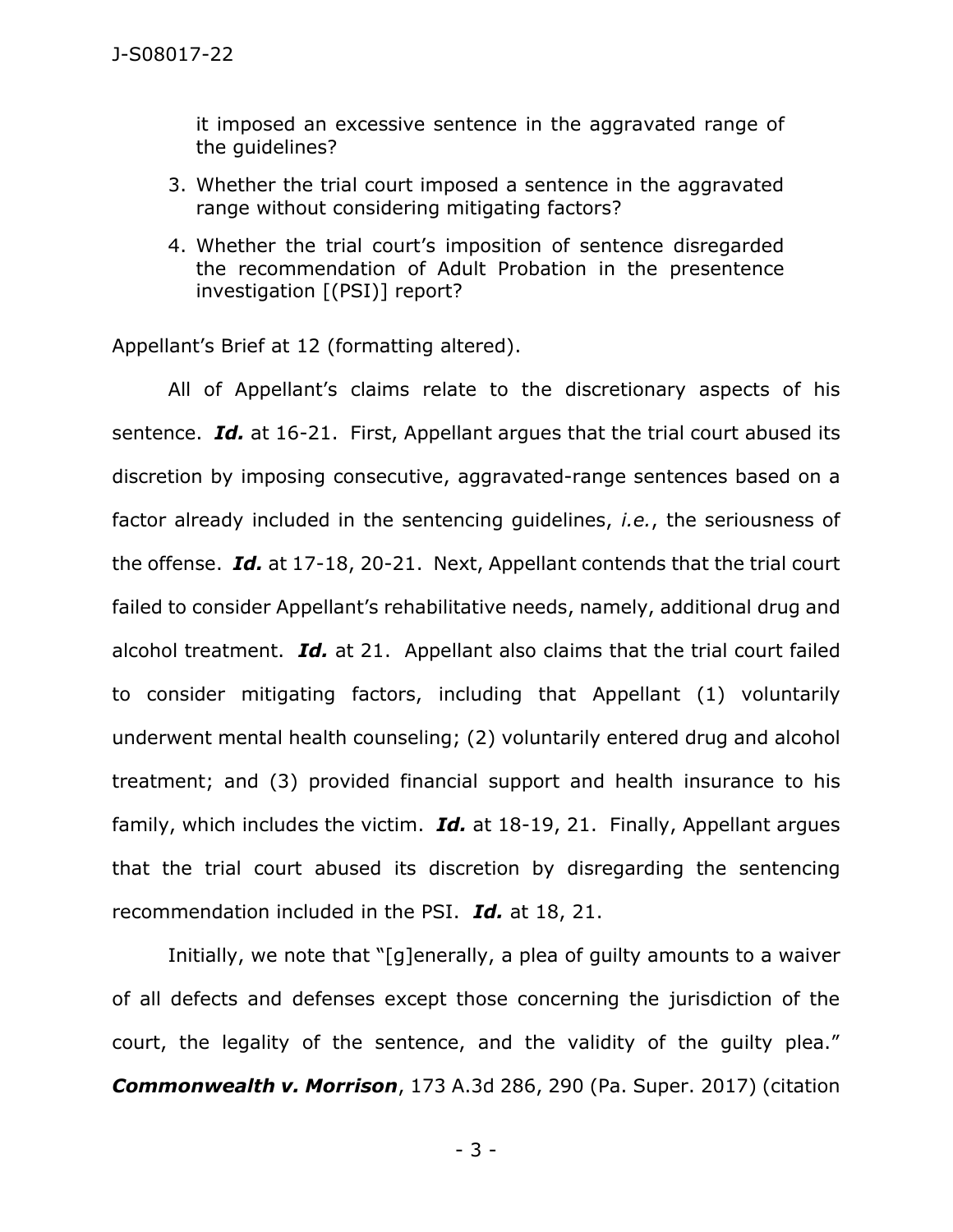it imposed an excessive sentence in the aggravated range of the guidelines?

3. Whether the trial court imposed a sentence in the aggravated range without considering mitigating factors?
4. Whether the trial court's imposition of sentence disregarded the recommendation of Adult Probation in the presentence investigation [(PSI)] report?

Appellant's Brief at 12 (formatting altered).

All of Appellant's claims relate to the discretionary aspects of his sentence. ***Id.*** at 16-21. First, Appellant argues that the trial court abused its discretion by imposing consecutive, aggravated-range sentences based on a factor already included in the sentencing guidelines, *i.e.*, the seriousness of the offense. ***Id.*** at 17-18, 20-21. Next, Appellant contends that the trial court failed to consider Appellant's rehabilitative needs, namely, additional drug and alcohol treatment. ***Id.*** at 21. Appellant also claims that the trial court failed to consider mitigating factors, including that Appellant (1) voluntarily underwent mental health counseling; (2) voluntarily entered drug and alcohol treatment; and (3) provided financial support and health insurance to his family, which includes the victim. ***Id.*** at 18-19, 21. Finally, Appellant argues that the trial court abused its discretion by disregarding the sentencing recommendation included in the PSI. ***Id.*** at 18, 21.

Initially, we note that "[g]enerally, a plea of guilty amounts to a waiver of all defects and defenses except those concerning the jurisdiction of the court, the legality of the sentence, and the validity of the guilty plea." ***Commonwealth v. Morrison***, 173 A.3d 286, 290 (Pa. Super. 2017) (citation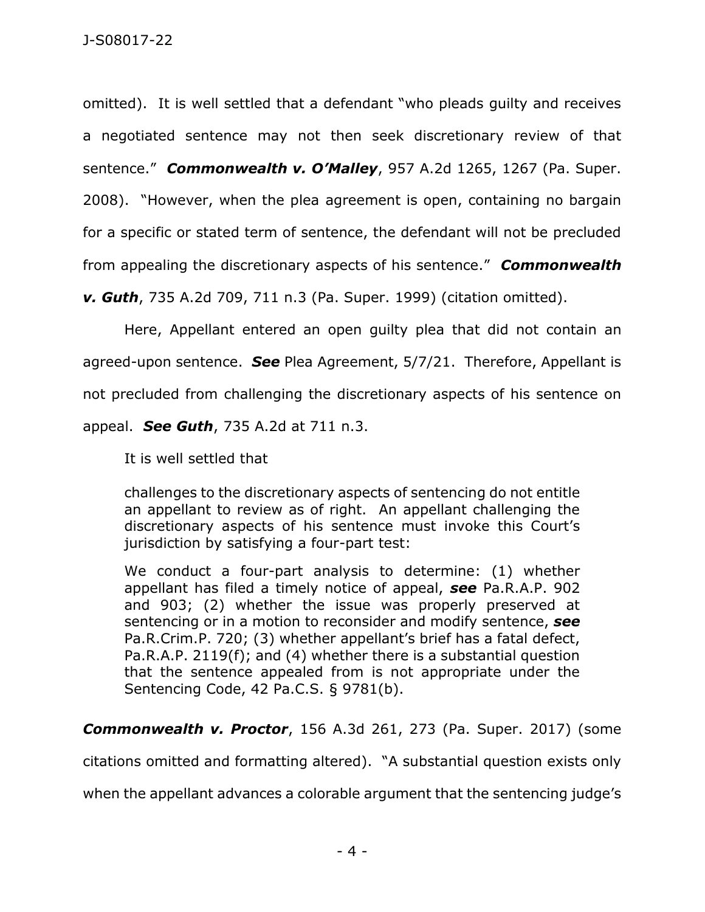omitted). It is well settled that a defendant "who pleads guilty and receives a negotiated sentence may not then seek discretionary review of that sentence." ***Commonwealth v. O'Malley***, 957 A.2d 1265, 1267 (Pa. Super. 2008). "However, when the plea agreement is open, containing no bargain for a specific or stated term of sentence, the defendant will not be precluded from appealing the discretionary aspects of his sentence." ***Commonwealth v. Guth***, 735 A.2d 709, 711 n.3 (Pa. Super. 1999) (citation omitted).

Here, Appellant entered an open guilty plea that did not contain an agreed-upon sentence. ***See*** Plea Agreement, 5/7/21. Therefore, Appellant is not precluded from challenging the discretionary aspects of his sentence on appeal. ***See Guth***, 735 A.2d at 711 n.3.

It is well settled that

> challenges to the discretionary aspects of sentencing do not entitle an appellant to review as of right. An appellant challenging the discretionary aspects of his sentence must invoke this Court's jurisdiction by satisfying a four-part test:
>
> We conduct a four-part analysis to determine: (1) whether appellant has filed a timely notice of appeal, ***see*** Pa.R.A.P. 902 and 903; (2) whether the issue was properly preserved at sentencing or in a motion to reconsider and modify sentence, ***see*** Pa.R.Crim.P. 720; (3) whether appellant's brief has a fatal defect, Pa.R.A.P. 2119(f); and (4) whether there is a substantial question that the sentence appealed from is not appropriate under the Sentencing Code, 42 Pa.C.S. § 9781(b).

***Commonwealth v. Proctor***, 156 A.3d 261, 273 (Pa. Super. 2017) (some citations omitted and formatting altered). "A substantial question exists only when the appellant advances a colorable argument that the sentencing judge's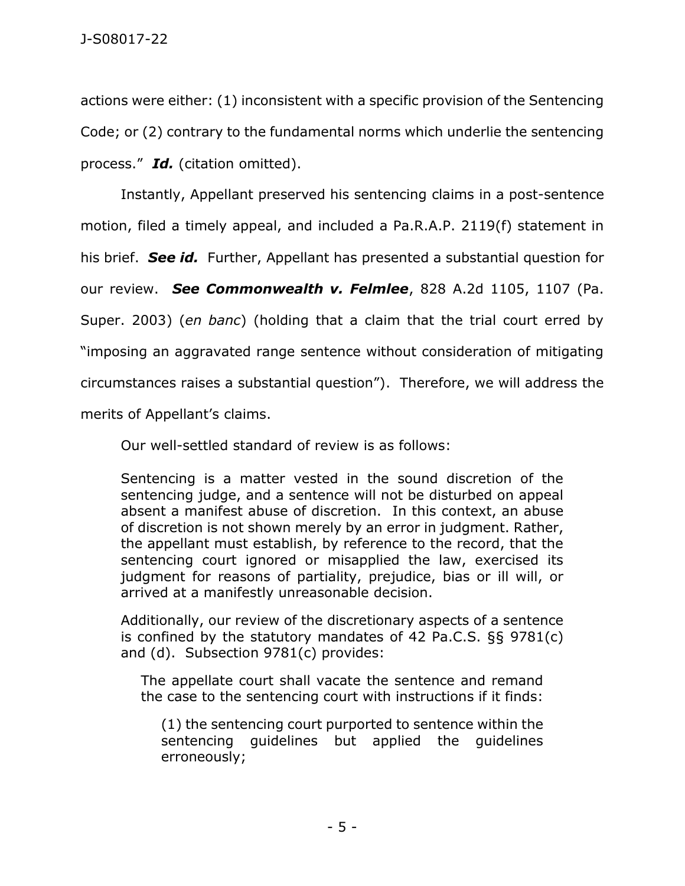actions were either: (1) inconsistent with a specific provision of the Sentencing Code; or (2) contrary to the fundamental norms which underlie the sentencing process." ***Id.*** (citation omitted).

Instantly, Appellant preserved his sentencing claims in a post-sentence motion, filed a timely appeal, and included a Pa.R.A.P. 2119(f) statement in his brief. ***See id.*** Further, Appellant has presented a substantial question for our review. ***See Commonwealth v. Felmlee***, 828 A.2d 1105, 1107 (Pa. Super. 2003) (*en banc*) (holding that a claim that the trial court erred by "imposing an aggravated range sentence without consideration of mitigating circumstances raises a substantial question"). Therefore, we will address the merits of Appellant's claims.

Our well-settled standard of review is as follows:

> Sentencing is a matter vested in the sound discretion of the sentencing judge, and a sentence will not be disturbed on appeal absent a manifest abuse of discretion. In this context, an abuse of discretion is not shown merely by an error in judgment. Rather, the appellant must establish, by reference to the record, that the sentencing court ignored or misapplied the law, exercised its judgment for reasons of partiality, prejudice, bias or ill will, or arrived at a manifestly unreasonable decision.
>
> Additionally, our review of the discretionary aspects of a sentence is confined by the statutory mandates of 42 Pa.C.S. §§ 9781(c) and (d). Subsection 9781(c) provides:
>
>> The appellate court shall vacate the sentence and remand the case to the sentencing court with instructions if it finds:
>>
>>> (1) the sentencing court purported to sentence within the sentencing guidelines but applied the guidelines erroneously;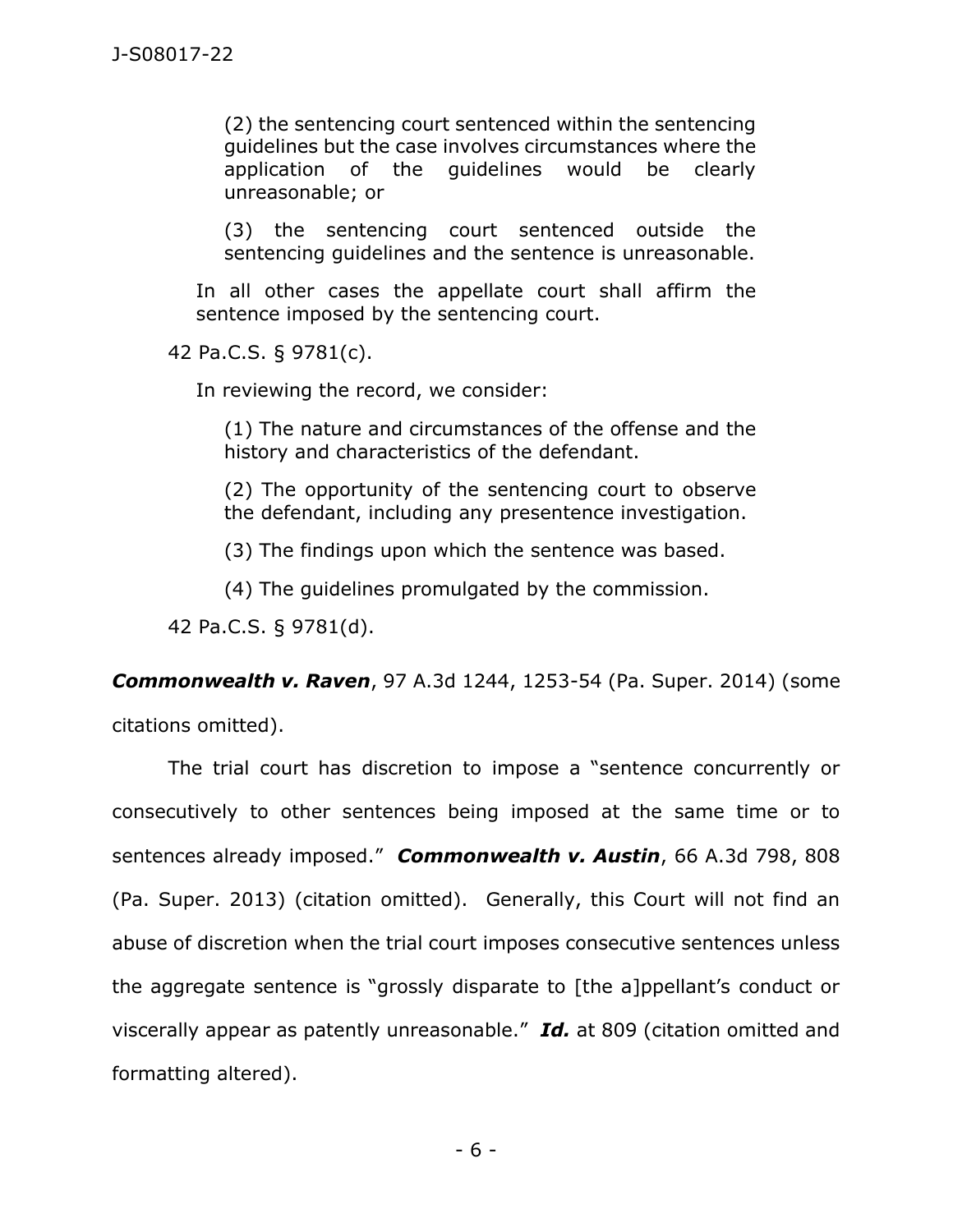> (2) the sentencing court sentenced within the sentencing guidelines but the case involves circumstances where the application of the guidelines would be clearly unreasonable; or
>
> (3) the sentencing court sentenced outside the sentencing guidelines and the sentence is unreasonable.
>
> In all other cases the appellate court shall affirm the sentence imposed by the sentencing court.
>
> 42 Pa.C.S. § 9781(c).
>
> In reviewing the record, we consider:
>
> (1) The nature and circumstances of the offense and the history and characteristics of the defendant.
>
> (2) The opportunity of the sentencing court to observe the defendant, including any presentence investigation.
>
> (3) The findings upon which the sentence was based.
>
> (4) The guidelines promulgated by the commission.
>
> 42 Pa.C.S. § 9781(d).

***Commonwealth v. Raven***, 97 A.3d 1244, 1253-54 (Pa. Super. 2014) (some citations omitted).

The trial court has discretion to impose a "sentence concurrently or consecutively to other sentences being imposed at the same time or to sentences already imposed." ***Commonwealth v. Austin***, 66 A.3d 798, 808 (Pa. Super. 2013) (citation omitted). Generally, this Court will not find an abuse of discretion when the trial court imposes consecutive sentences unless the aggregate sentence is "grossly disparate to [the a]ppellant's conduct or viscerally appear as patently unreasonable." ***Id.*** at 809 (citation omitted and formatting altered).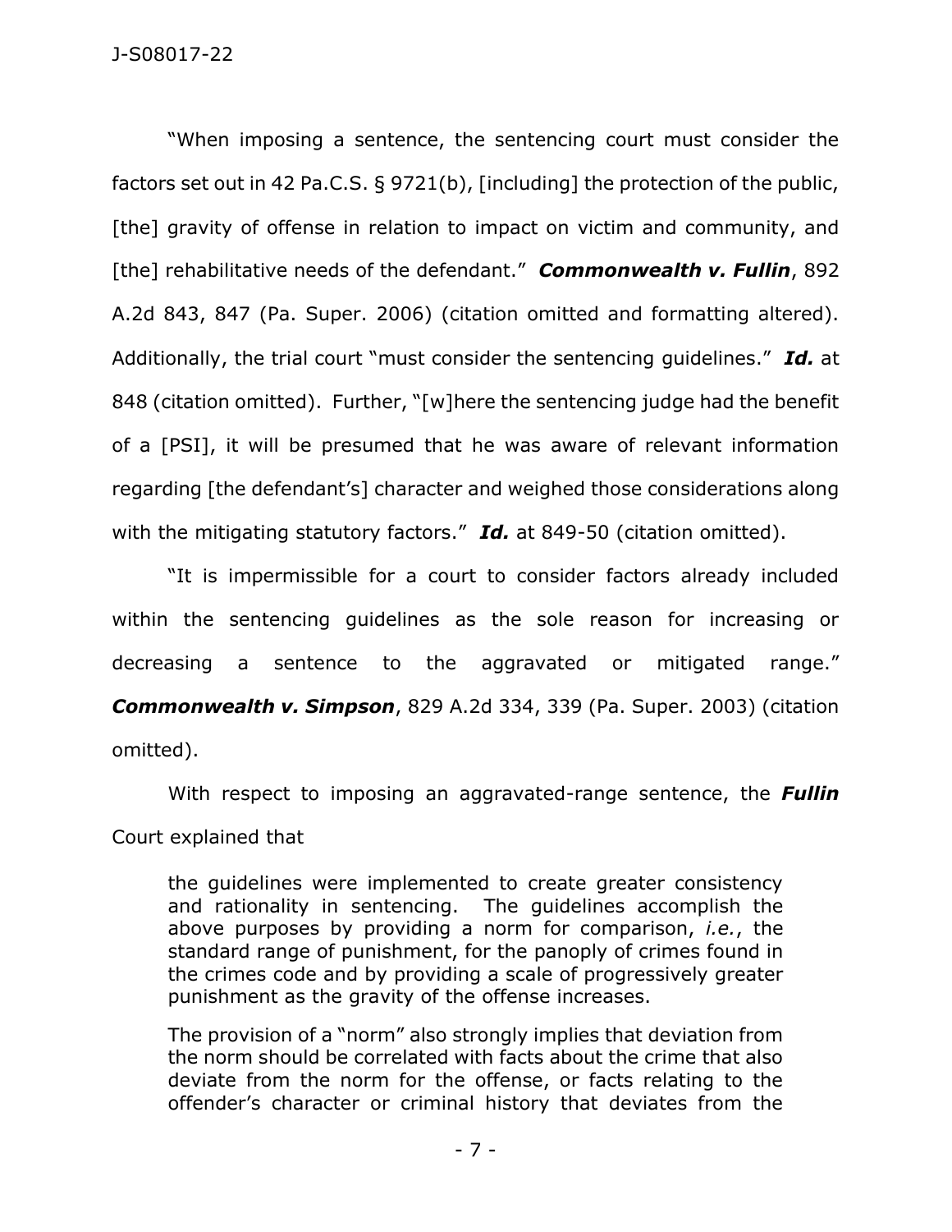"When imposing a sentence, the sentencing court must consider the factors set out in 42 Pa.C.S. § 9721(b), [including] the protection of the public, [the] gravity of offense in relation to impact on victim and community, and [the] rehabilitative needs of the defendant." ***Commonwealth v. Fullin***, 892 A.2d 843, 847 (Pa. Super. 2006) (citation omitted and formatting altered). Additionally, the trial court "must consider the sentencing guidelines." ***Id.*** at 848 (citation omitted). Further, "[w]here the sentencing judge had the benefit of a [PSI], it will be presumed that he was aware of relevant information regarding [the defendant's] character and weighed those considerations along with the mitigating statutory factors." ***Id.*** at 849-50 (citation omitted).

"It is impermissible for a court to consider factors already included within the sentencing guidelines as the sole reason for increasing or decreasing a sentence to the aggravated or mitigated range." ***Commonwealth v. Simpson***, 829 A.2d 334, 339 (Pa. Super. 2003) (citation omitted).

With respect to imposing an aggravated-range sentence, the ***Fullin*** Court explained that

> the guidelines were implemented to create greater consistency and rationality in sentencing. The guidelines accomplish the above purposes by providing a norm for comparison, *i.e.*, the standard range of punishment, for the panoply of crimes found in the crimes code and by providing a scale of progressively greater punishment as the gravity of the offense increases.
>
> The provision of a "norm" also strongly implies that deviation from the norm should be correlated with facts about the crime that also deviate from the norm for the offense, or facts relating to the offender's character or criminal history that deviates from the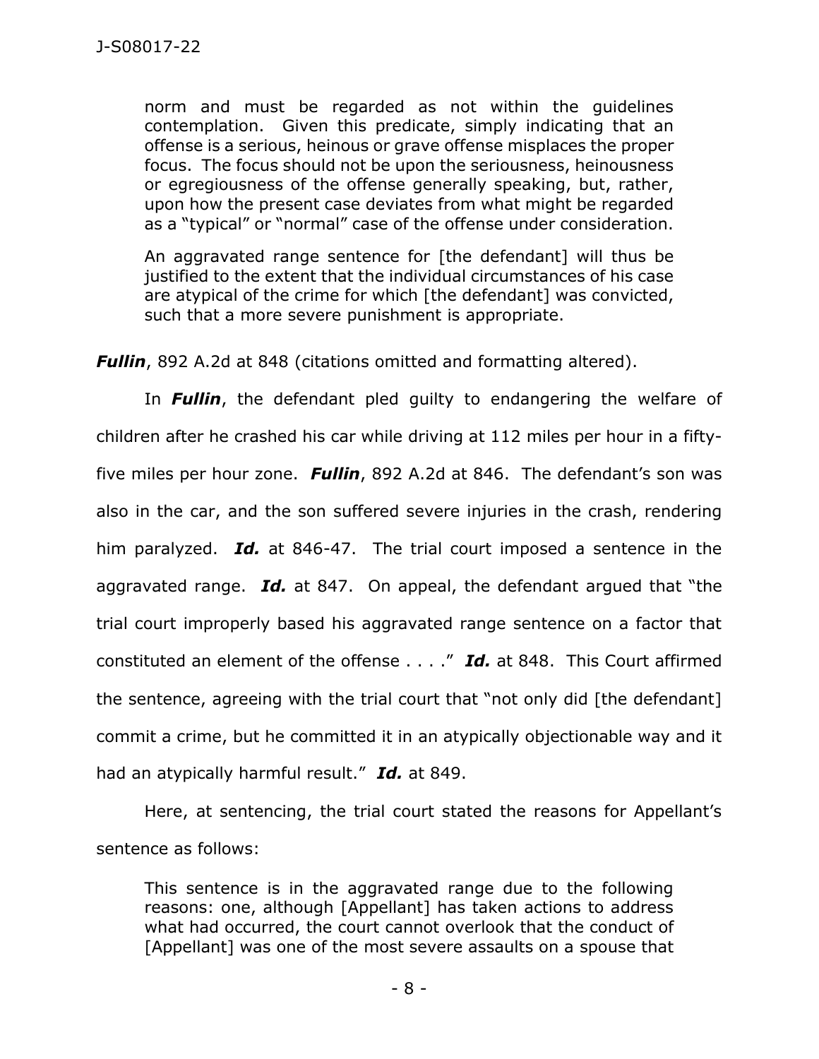> norm and must be regarded as not within the guidelines contemplation. Given this predicate, simply indicating that an offense is a serious, heinous or grave offense misplaces the proper focus. The focus should not be upon the seriousness, heinousness or egregiousness of the offense generally speaking, but, rather, upon how the present case deviates from what might be regarded as a "typical" or "normal" case of the offense under consideration.
>
> An aggravated range sentence for [the defendant] will thus be justified to the extent that the individual circumstances of his case are atypical of the crime for which [the defendant] was convicted, such that a more severe punishment is appropriate.

***Fullin***, 892 A.2d at 848 (citations omitted and formatting altered).

In ***Fullin***, the defendant pled guilty to endangering the welfare of children after he crashed his car while driving at 112 miles per hour in a fifty-five miles per hour zone. ***Fullin***, 892 A.2d at 846. The defendant's son was also in the car, and the son suffered severe injuries in the crash, rendering him paralyzed. ***Id.*** at 846-47. The trial court imposed a sentence in the aggravated range. ***Id.*** at 847. On appeal, the defendant argued that "the trial court improperly based his aggravated range sentence on a factor that constituted an element of the offense . . . ." ***Id.*** at 848. This Court affirmed the sentence, agreeing with the trial court that "not only did [the defendant] commit a crime, but he committed it in an atypically objectionable way and it had an atypically harmful result." ***Id.*** at 849.

Here, at sentencing, the trial court stated the reasons for Appellant's sentence as follows:

> This sentence is in the aggravated range due to the following reasons: one, although [Appellant] has taken actions to address what had occurred, the court cannot overlook that the conduct of [Appellant] was one of the most severe assaults on a spouse that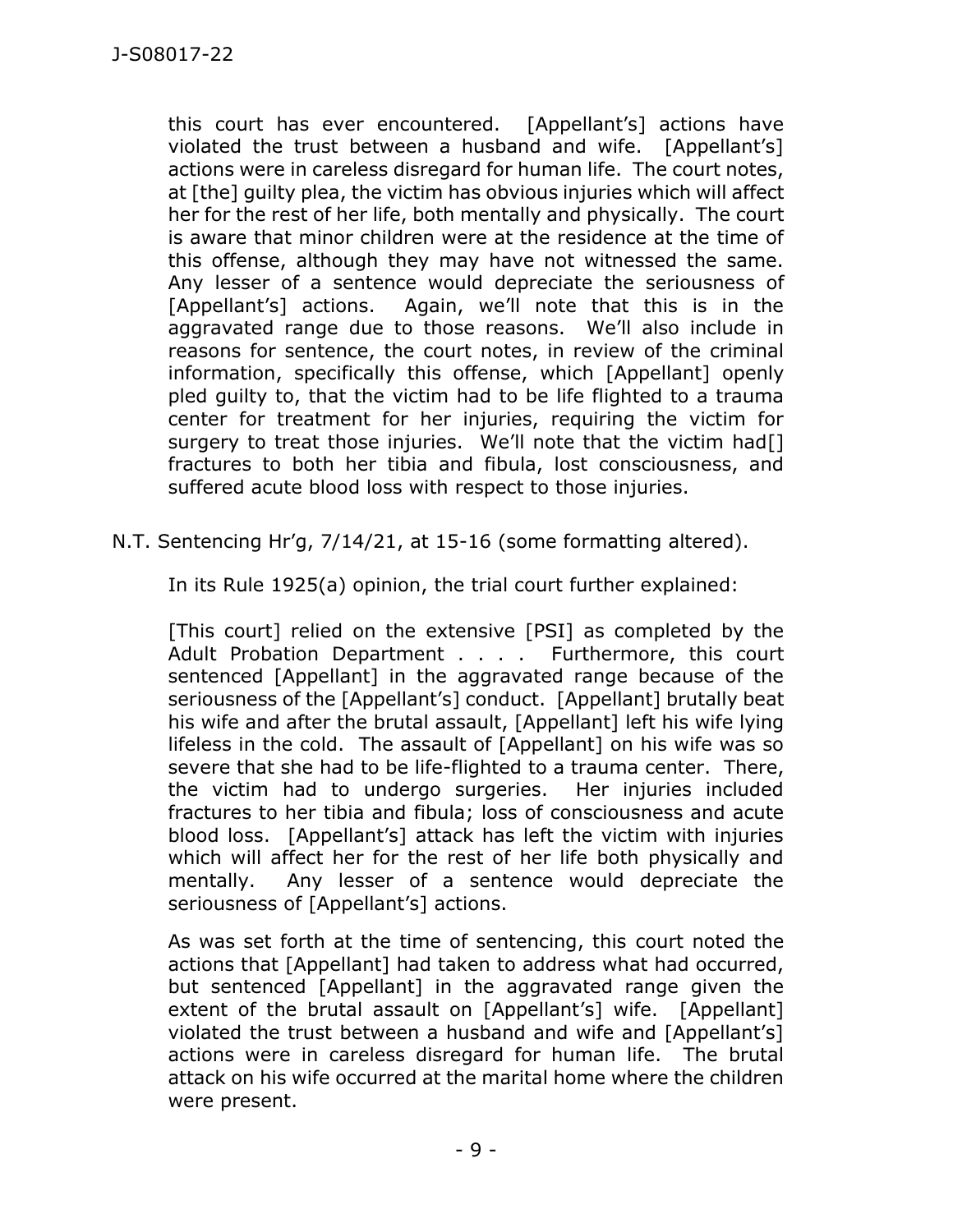> this court has ever encountered. [Appellant's] actions have violated the trust between a husband and wife. [Appellant's] actions were in careless disregard for human life. The court notes, at [the] guilty plea, the victim has obvious injuries which will affect her for the rest of her life, both mentally and physically. The court is aware that minor children were at the residence at the time of this offense, although they may have not witnessed the same. Any lesser of a sentence would depreciate the seriousness of [Appellant's] actions. Again, we'll note that this is in the aggravated range due to those reasons. We'll also include in reasons for sentence, the court notes, in review of the criminal information, specifically this offense, which [Appellant] openly pled guilty to, that the victim had to be life flighted to a trauma center for treatment for her injuries, requiring the victim for surgery to treat those injuries. We'll note that the victim had[] fractures to both her tibia and fibula, lost consciousness, and suffered acute blood loss with respect to those injuries.

N.T. Sentencing Hr'g, 7/14/21, at 15-16 (some formatting altered).

In its Rule 1925(a) opinion, the trial court further explained:

> [This court] relied on the extensive [PSI] as completed by the Adult Probation Department . . . . Furthermore, this court sentenced [Appellant] in the aggravated range because of the seriousness of the [Appellant's] conduct. [Appellant] brutally beat his wife and after the brutal assault, [Appellant] left his wife lying lifeless in the cold. The assault of [Appellant] on his wife was so severe that she had to be life-flighted to a trauma center. There, the victim had to undergo surgeries. Her injuries included fractures to her tibia and fibula; loss of consciousness and acute blood loss. [Appellant's] attack has left the victim with injuries which will affect her for the rest of her life both physically and mentally. Any lesser of a sentence would depreciate the seriousness of [Appellant's] actions.
>
> As was set forth at the time of sentencing, this court noted the actions that [Appellant] had taken to address what had occurred, but sentenced [Appellant] in the aggravated range given the extent of the brutal assault on [Appellant's] wife. [Appellant] violated the trust between a husband and wife and [Appellant's] actions were in careless disregard for human life. The brutal attack on his wife occurred at the marital home where the children were present.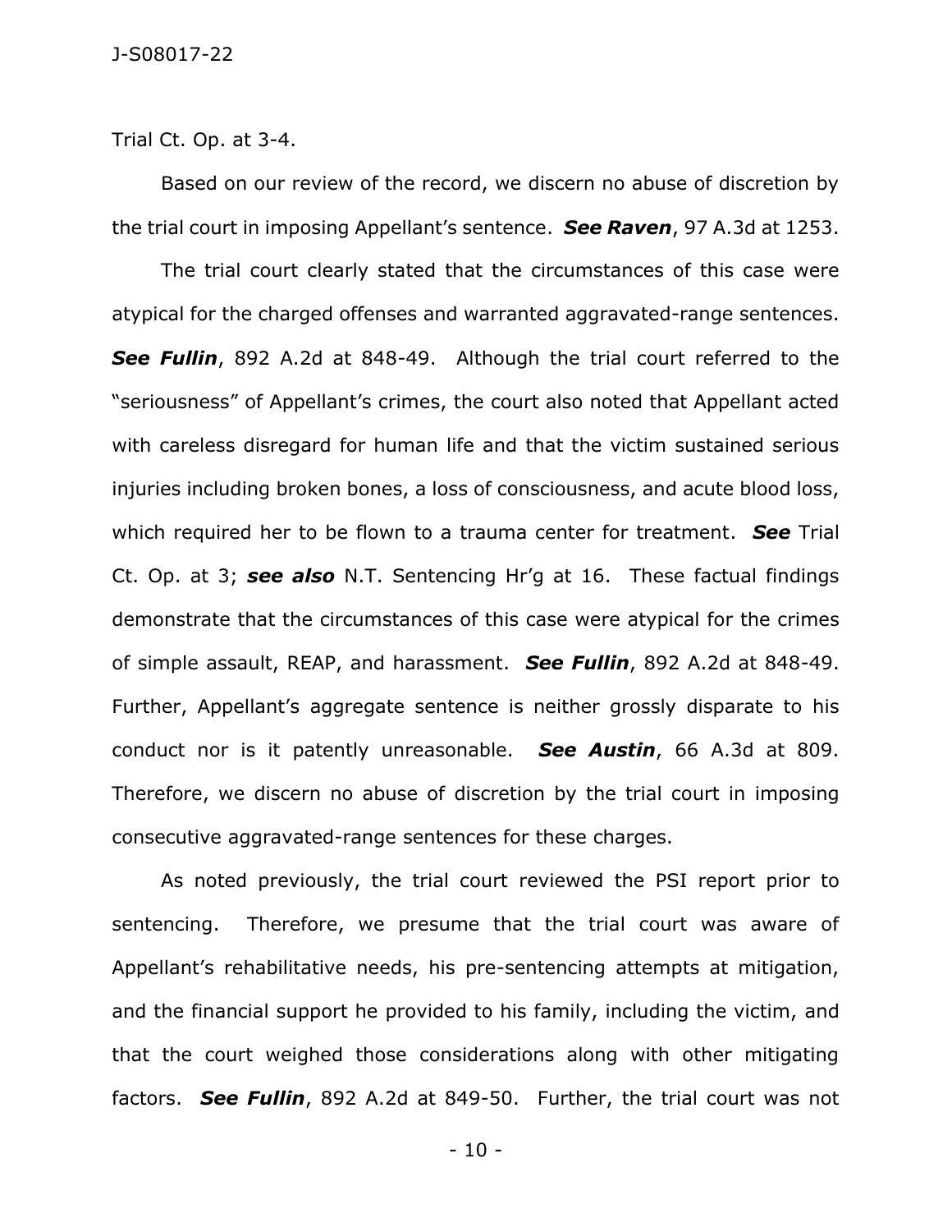Trial Ct. Op. at 3-4.

Based on our review of the record, we discern no abuse of discretion by the trial court in imposing Appellant's sentence. ***See Raven***, 97 A.3d at 1253.

The trial court clearly stated that the circumstances of this case were atypical for the charged offenses and warranted aggravated-range sentences. ***See Fullin***, 892 A.2d at 848-49. Although the trial court referred to the "seriousness" of Appellant's crimes, the court also noted that Appellant acted with careless disregard for human life and that the victim sustained serious injuries including broken bones, a loss of consciousness, and acute blood loss, which required her to be flown to a trauma center for treatment. ***See*** Trial Ct. Op. at 3; ***see also*** N.T. Sentencing Hr'g at 16. These factual findings demonstrate that the circumstances of this case were atypical for the crimes of simple assault, REAP, and harassment. ***See Fullin***, 892 A.2d at 848-49. Further, Appellant's aggregate sentence is neither grossly disparate to his conduct nor is it patently unreasonable. ***See Austin***, 66 A.3d at 809. Therefore, we discern no abuse of discretion by the trial court in imposing consecutive aggravated-range sentences for these charges.

As noted previously, the trial court reviewed the PSI report prior to sentencing. Therefore, we presume that the trial court was aware of Appellant's rehabilitative needs, his pre-sentencing attempts at mitigation, and the financial support he provided to his family, including the victim, and that the court weighed those considerations along with other mitigating factors. ***See Fullin***, 892 A.2d at 849-50. Further, the trial court was not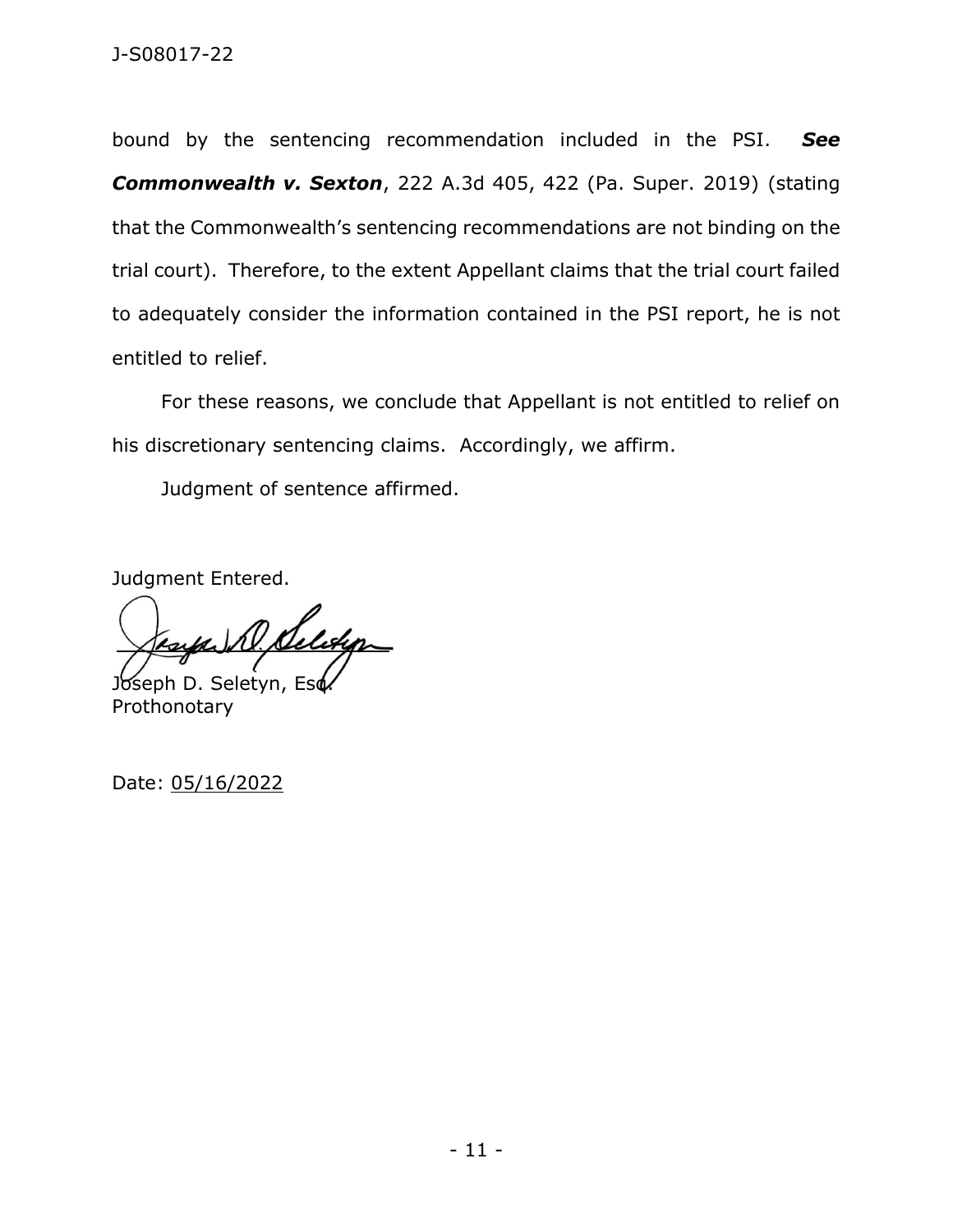bound by the sentencing recommendation included in the PSI. ***See Commonwealth v. Sexton***, 222 A.3d 405, 422 (Pa. Super. 2019) (stating that the Commonwealth's sentencing recommendations are not binding on the trial court). Therefore, to the extent Appellant claims that the trial court failed to adequately consider the information contained in the PSI report, he is not entitled to relief.

For these reasons, we conclude that Appellant is not entitled to relief on his discretionary sentencing claims. Accordingly, we affirm.

Judgment of sentence affirmed.

Judgment Entered.

Joseph D. Seletyn, Esq.
Prothonotary

Date: 05/16/2022